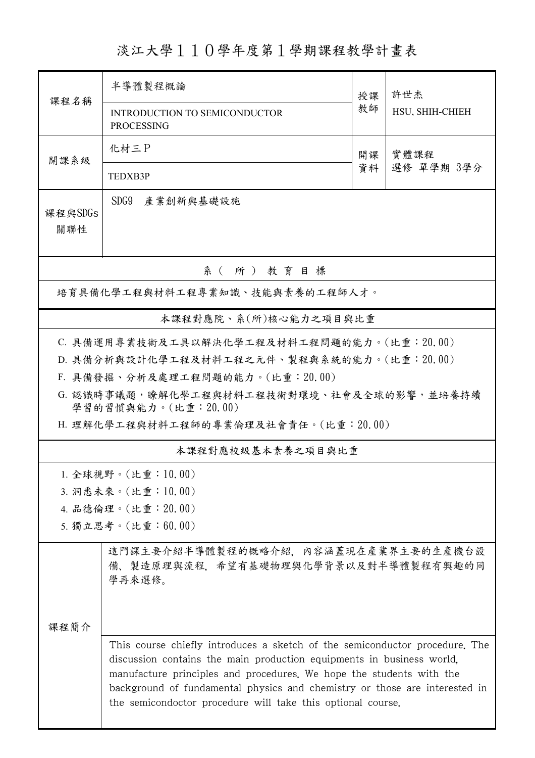# 淡江大學１１０學年度第１學期課程教學計畫表

| 課程名稱 | 半導體製程概論<br>INTRODUCTION TO SEMICONDUCTOR PROCESSING | 授課教師 | 許世杰<br>HSU, SHIH-CHIEH |
|---|---|---|---|
| 開課系級 | 化材三Ｐ<br>TEDXB3P | 開課資料 | 實體課程<br>選修 單學期 3學分 |
| 課程與SDGs關聯性 | SDG9　產業創新與基礎設施 | | |

## 系（所）教育目標

培育具備化學工程與材料工程專業知識、技能與素養的工程師人才。

## 本課程對應院、系(所)核心能力之項目與比重

C. 具備運用專業技術及工具以解決化學工程及材料工程問題的能力。(比重：20.00)

D. 具備分析與設計化學工程及材料工程之元件、製程與系統的能力。(比重：20.00)

F. 具備發掘、分析及處理工程問題的能力。(比重：20.00)

G. 認識時事議題，瞭解化學工程與材料工程技術對環境、社會及全球的影響，並培養持續學習的習慣與能力。(比重：20.00)

H. 理解化學工程與材料工程師的專業倫理及社會責任。(比重：20.00)

## 本課程對應校級基本素養之項目與比重

1. 全球視野。(比重：10.00)
3. 洞悉未來。(比重：10.00)
4. 品德倫理。(比重：20.00)
5. 獨立思考。(比重：60.00)

## 課程簡介

這門課主要介紹半導體製程的概略介紹, 內容涵蓋現在產業界主要的生產機台設備、製造原理與流程, 希望有基礎物理與化學背景以及對半導體製程有興趣的同學再來選修。

This course chiefly introduces a sketch of the semiconductor procedure. The discussion contains the main production equipments in business world, manufacture principles and procedures. We hope the students with the background of fundamental physics and chemistry or those are interested in the semicondoctor procedure will take this optional course.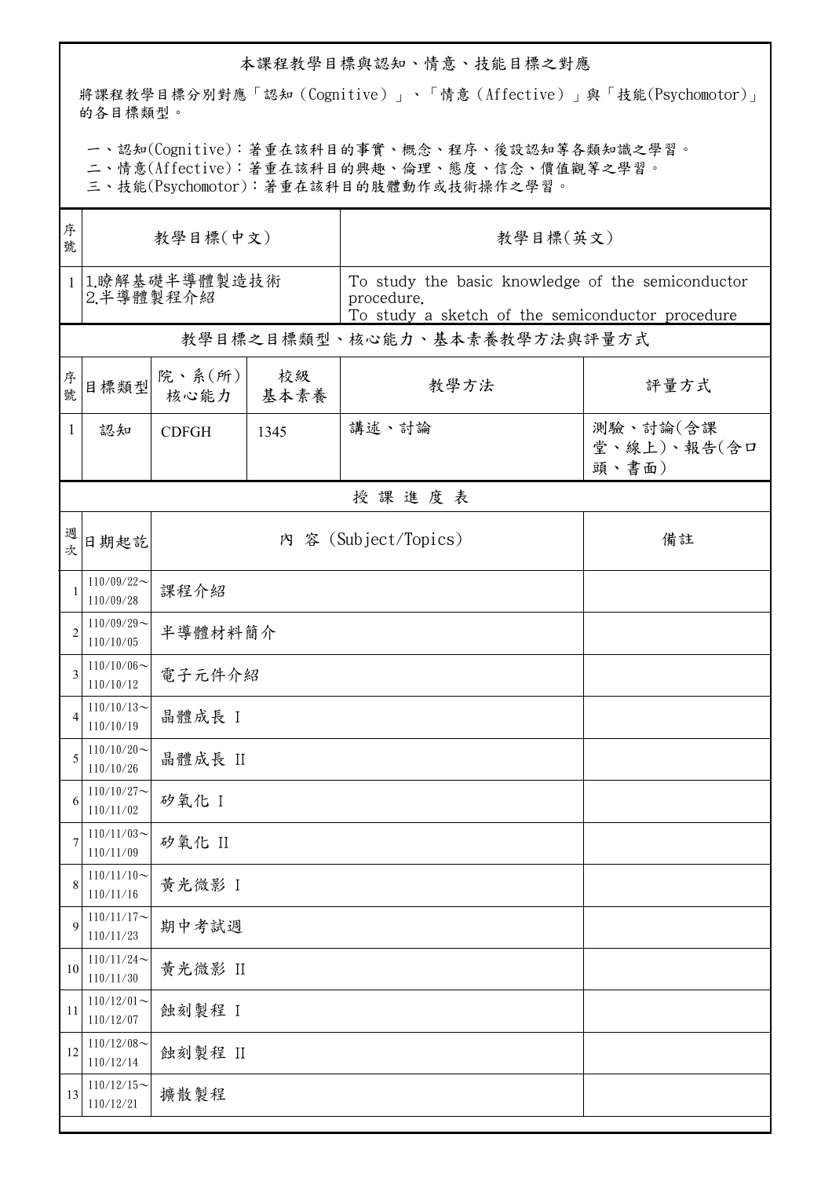## 本課程教學目標與認知、情意、技能目標之對應

將課程教學目標分別對應「認知（Cognitive）」、「情意（Affective）」與「技能(Psychomotor)」的各目標類型。

一、認知(Cognitive)：著重在該科目的事實、概念、程序、後設認知等各類知識之學習。
二、情意(Affective)：著重在該科目的興趣、倫理、態度、信念、價值觀等之學習。
三、技能(Psychomotor)：著重在該科目的肢體動作或技術操作之學習。

| 序號 | 教學目標(中文) | 教學目標(英文) |
|---|---|---|
| 1 | 1.瞭解基礎半導體製造技術<br>2.半導體製程介紹 | To study the basic knowledge of the semiconductor procedure.<br>To study a sketch of the semiconductor procedure |

## 教學目標之目標類型、核心能力、基本素養教學方法與評量方式

| 序號 | 目標類型 | 院、系(所)核心能力 | 校級基本素養 | 教學方法 | 評量方式 |
|---|---|---|---|---|---|
| 1 | 認知 | CDFGH | 1345 | 講述、討論 | 測驗、討論(含課堂、線上)、報告(含口頭、書面) |

## 授 課 進 度 表

| 週次 | 日期起訖 | 內 容 (Subject/Topics) | 備註 |
|---|---|---|---|
| 1 | 110/09/22～110/09/28 | 課程介紹 | |
| 2 | 110/09/29～110/10/05 | 半導體材料簡介 | |
| 3 | 110/10/06～110/10/12 | 電子元件介紹 | |
| 4 | 110/10/13～110/10/19 | 晶體成長 I | |
| 5 | 110/10/20～110/10/26 | 晶體成長 II | |
| 6 | 110/10/27～110/11/02 | 矽氧化 I | |
| 7 | 110/11/03～110/11/09 | 矽氧化 II | |
| 8 | 110/11/10～110/11/16 | 黃光微影 I | |
| 9 | 110/11/17～110/11/23 | 期中考試週 | |
| 10 | 110/11/24～110/11/30 | 黃光微影 II | |
| 11 | 110/12/01～110/12/07 | 蝕刻製程 I | |
| 12 | 110/12/08～110/12/14 | 蝕刻製程 II | |
| 13 | 110/12/15～110/12/21 | 擴散製程 | |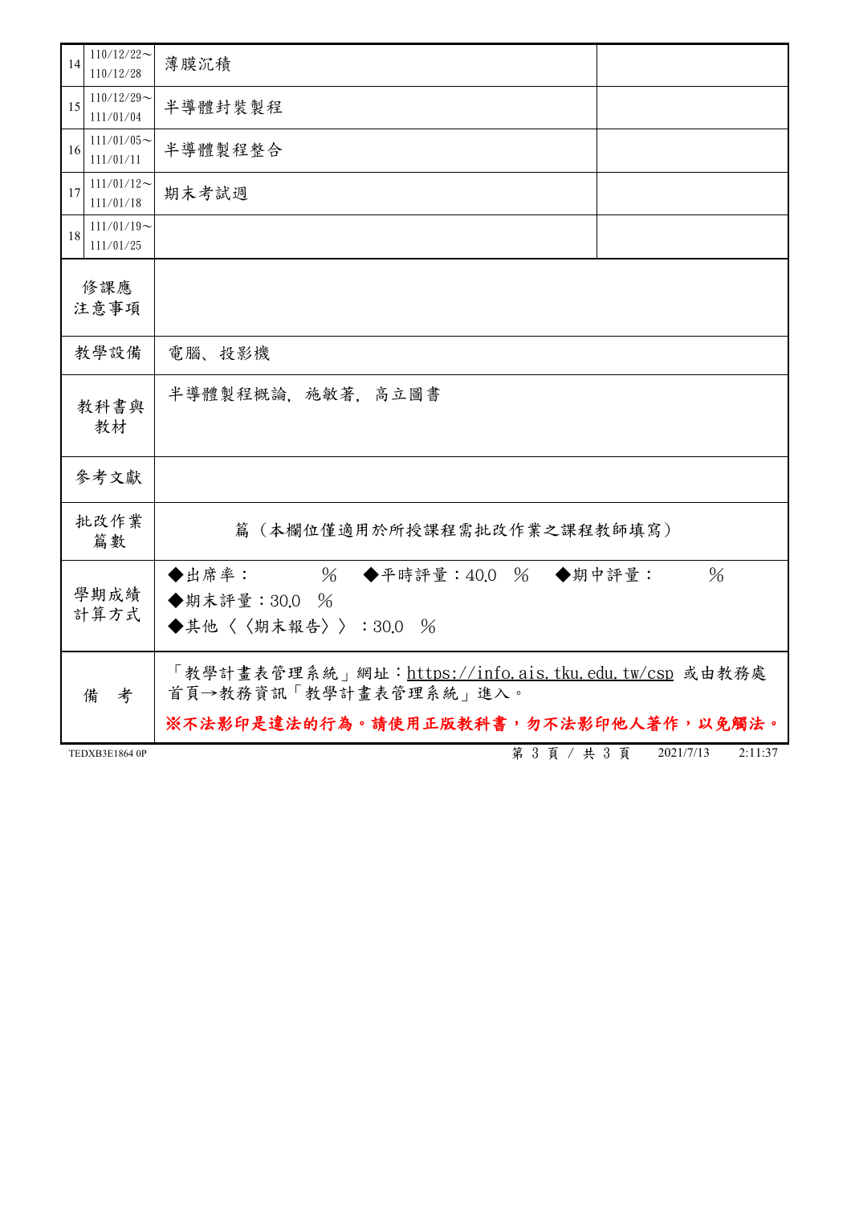| | | | |
|---|---|---|---|
| 14 | 110/12/22～<br>110/12/28 | 薄膜沉積 | |
| 15 | 110/12/29～<br>111/01/04 | 半導體封裝製程 | |
| 16 | 111/01/05～<br>111/01/11 | 半導體製程整合 | |
| 17 | 111/01/12～<br>111/01/18 | 期末考試週 | |
| 18 | 111/01/19～<br>111/01/25 | | |

| | |
|---|---|
| 修課應注意事項 | |
| 教學設備 | 電腦、投影機 |
| 教科書與教材 | 半導體製程概論，施敏著，高立圖書 |
| 參考文獻 | |
| 批改作業篇數 | 篇（本欄位僅適用於所授課程需批改作業之課程教師填寫） |
| 學期成績計算方式 | ◆出席率：　　％　◆平時評量：40.0 ％　◆期中評量：　　％<br>◆期末評量：30.0 ％<br>◆其他〈〈期末報告〉〉：30.0 ％ |
| 備　考 | 「教學計畫表管理系統」網址：https://info.ais.tku.edu.tw/csp 或由教務處首頁→教務資訊「教學計畫表管理系統」進入。<br>**※不法影印是違法的行為。請使用正版教科書，勿不法影印他人著作，以免觸法。** |

TEDXB3E1864 0P　　2021/7/13　2:11:37